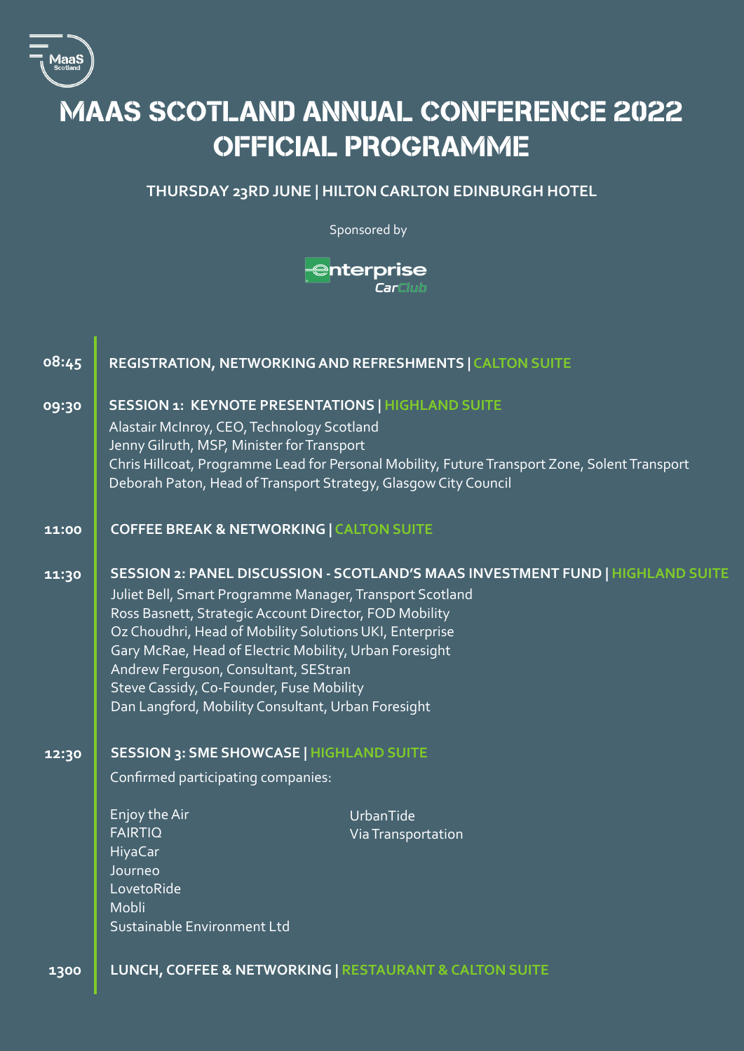# MAAS SCOTLAND ANNUAL CONFERENCE 2022 OFFICIAL PROGRAMME

**THURSDAY 23RD JUNE | HILTON CARLTON EDINBURGH HOTEL**

Sponsored by

Enterprise CarClub

**08:45** **REGISTRATION, NETWORKING AND REFRESHMENTS | CALTON SUITE**

**09:30** **SESSION 1: KEYNOTE PRESENTATIONS | HIGHLAND SUITE**

Alastair McInroy, CEO, Technology Scotland
Jenny Gilruth, MSP, Minister for Transport
Chris Hillcoat, Programme Lead for Personal Mobility, Future Transport Zone, Solent Transport
Deborah Paton, Head of Transport Strategy, Glasgow City Council

**11:00** **COFFEE BREAK & NETWORKING | CALTON SUITE**

**11:30** **SESSION 2: PANEL DISCUSSION - SCOTLAND'S MAAS INVESTMENT FUND | HIGHLAND SUITE**

Juliet Bell, Smart Programme Manager, Transport Scotland
Ross Basnett, Strategic Account Director, FOD Mobility
Oz Choudhri, Head of Mobility Solutions UKI, Enterprise
Gary McRae, Head of Electric Mobility, Urban Foresight
Andrew Ferguson, Consultant, SEStran
Steve Cassidy, Co-Founder, Fuse Mobility
Dan Langford, Mobility Consultant, Urban Foresight

**12:30** **SESSION 3: SME SHOWCASE | HIGHLAND SUITE**

Confirmed participating companies:

- Enjoy the Air
- FAIRTIQ
- HiyaCar
- Journeo
- LovetoRide
- Mobli
- Sustainable Environment Ltd
- UrbanTide
- Via Transportation

**1300** **LUNCH, COFFEE & NETWORKING | RESTAURANT & CALTON SUITE**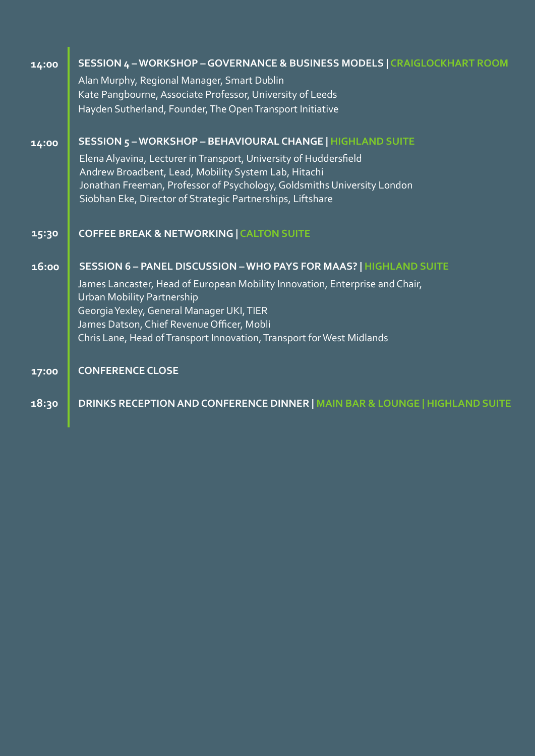**14:00** **SESSION 4 – WORKSHOP – GOVERNANCE & BUSINESS MODELS | CRAIGLOCKHART ROOM**

Alan Murphy, Regional Manager, Smart Dublin
Kate Pangbourne, Associate Professor, University of Leeds
Hayden Sutherland, Founder, The Open Transport Initiative

**14:00** **SESSION 5 – WORKSHOP – BEHAVIOURAL CHANGE | HIGHLAND SUITE**

Elena Alyavina, Lecturer in Transport, University of Huddersfield
Andrew Broadbent, Lead, Mobility System Lab, Hitachi
Jonathan Freeman, Professor of Psychology, Goldsmiths University London
Siobhan Eke, Director of Strategic Partnerships, Liftshare

**15:30** **COFFEE BREAK & NETWORKING | CALTON SUITE**

**16:00** **SESSION 6 – PANEL DISCUSSION – WHO PAYS FOR MAAS? | HIGHLAND SUITE**

James Lancaster, Head of European Mobility Innovation, Enterprise and Chair, Urban Mobility Partnership
Georgia Yexley, General Manager UKI, TIER
James Datson, Chief Revenue Officer, Mobli
Chris Lane, Head of Transport Innovation, Transport for West Midlands

**17:00** **CONFERENCE CLOSE**

**18:30** **DRINKS RECEPTION AND CONFERENCE DINNER | MAIN BAR & LOUNGE | HIGHLAND SUITE**